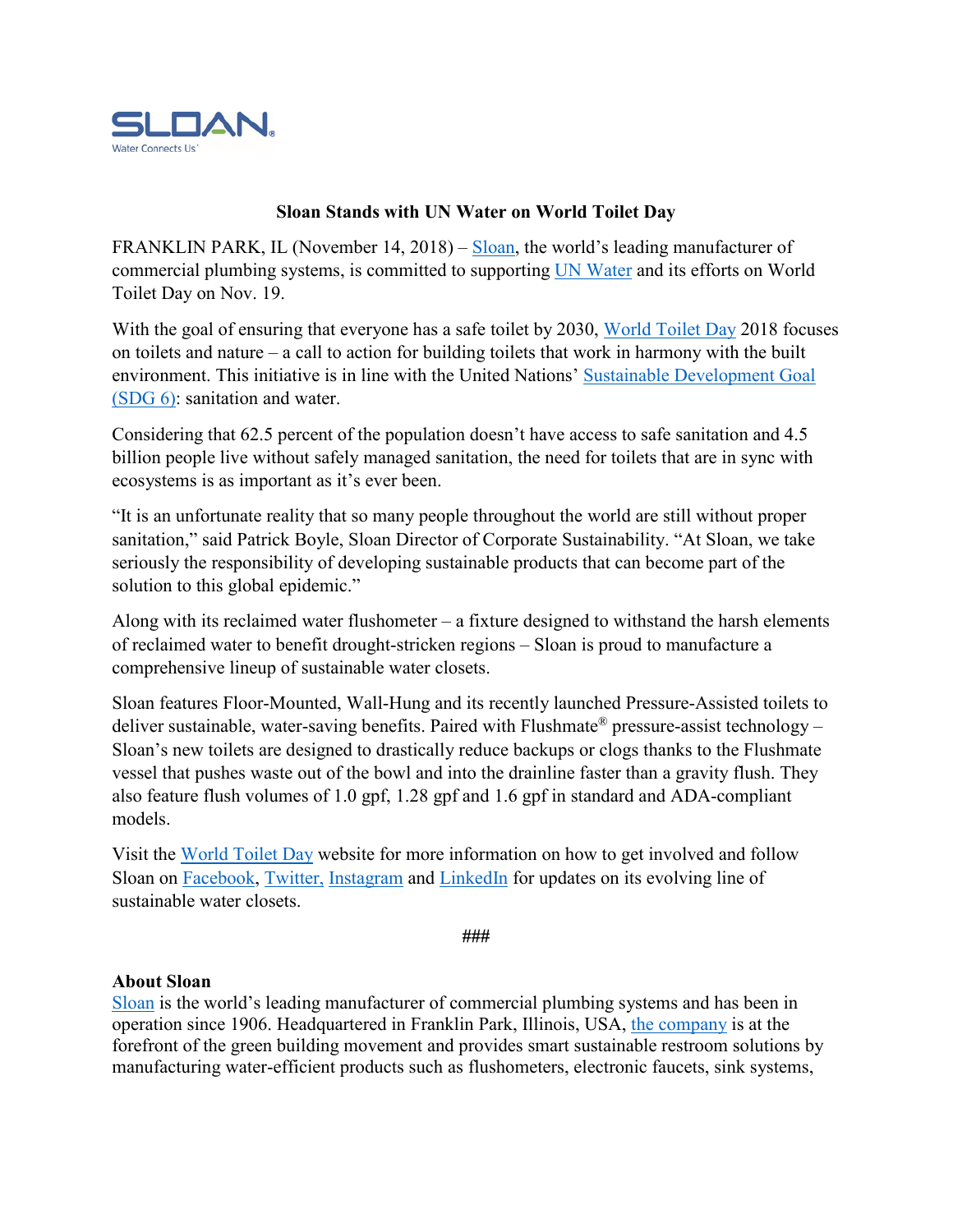SLOAN
Water Connects Us

# Sloan Stands with UN Water on World Toilet Day

FRANKLIN PARK, IL (November 14, 2018) – Sloan, the world's leading manufacturer of commercial plumbing systems, is committed to supporting UN Water and its efforts on World Toilet Day on Nov. 19.

With the goal of ensuring that everyone has a safe toilet by 2030, World Toilet Day 2018 focuses on toilets and nature – a call to action for building toilets that work in harmony with the built environment. This initiative is in line with the United Nations' Sustainable Development Goal (SDG 6): sanitation and water.

Considering that 62.5 percent of the population doesn't have access to safe sanitation and 4.5 billion people live without safely managed sanitation, the need for toilets that are in sync with ecosystems is as important as it's ever been.

"It is an unfortunate reality that so many people throughout the world are still without proper sanitation," said Patrick Boyle, Sloan Director of Corporate Sustainability. "At Sloan, we take seriously the responsibility of developing sustainable products that can become part of the solution to this global epidemic."

Along with its reclaimed water flushometer – a fixture designed to withstand the harsh elements of reclaimed water to benefit drought-stricken regions – Sloan is proud to manufacture a comprehensive lineup of sustainable water closets.

Sloan features Floor-Mounted, Wall-Hung and its recently launched Pressure-Assisted toilets to deliver sustainable, water-saving benefits. Paired with Flushmate® pressure-assist technology – Sloan's new toilets are designed to drastically reduce backups or clogs thanks to the Flushmate vessel that pushes waste out of the bowl and into the drainline faster than a gravity flush. They also feature flush volumes of 1.0 gpf, 1.28 gpf and 1.6 gpf in standard and ADA-compliant models.

Visit the World Toilet Day website for more information on how to get involved and follow Sloan on Facebook, Twitter, Instagram and LinkedIn for updates on its evolving line of sustainable water closets.

###

**About Sloan**

Sloan is the world's leading manufacturer of commercial plumbing systems and has been in operation since 1906. Headquartered in Franklin Park, Illinois, USA, the company is at the forefront of the green building movement and provides smart sustainable restroom solutions by manufacturing water-efficient products such as flushometers, electronic faucets, sink systems,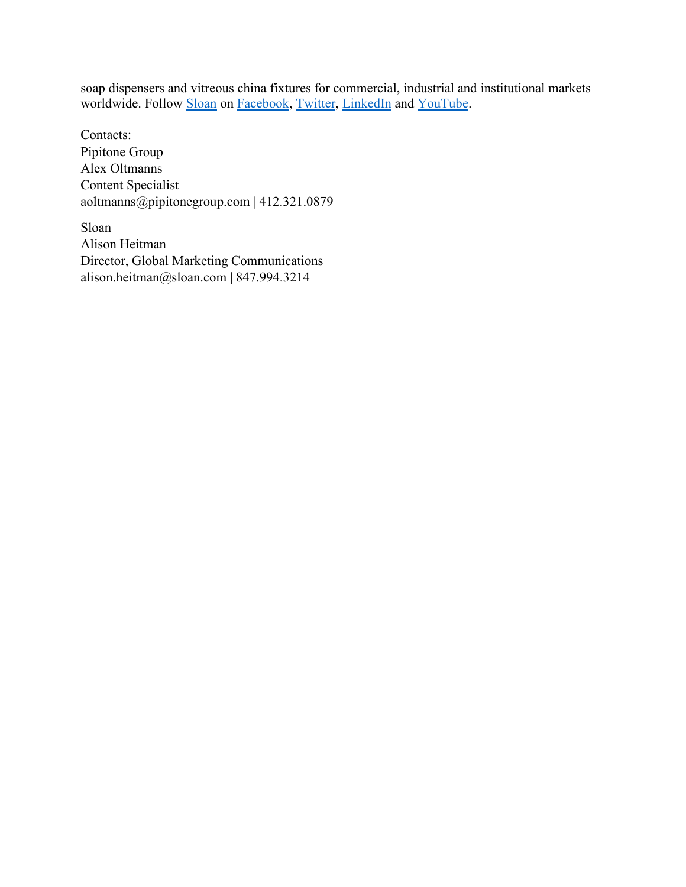soap dispensers and vitreous china fixtures for commercial, industrial and institutional markets worldwide. Follow Sloan on Facebook, Twitter, LinkedIn and YouTube.

Contacts:
Pipitone Group
Alex Oltmanns
Content Specialist
aoltmanns@pipitonegroup.com | 412.321.0879

Sloan
Alison Heitman
Director, Global Marketing Communications
alison.heitman@sloan.com | 847.994.3214